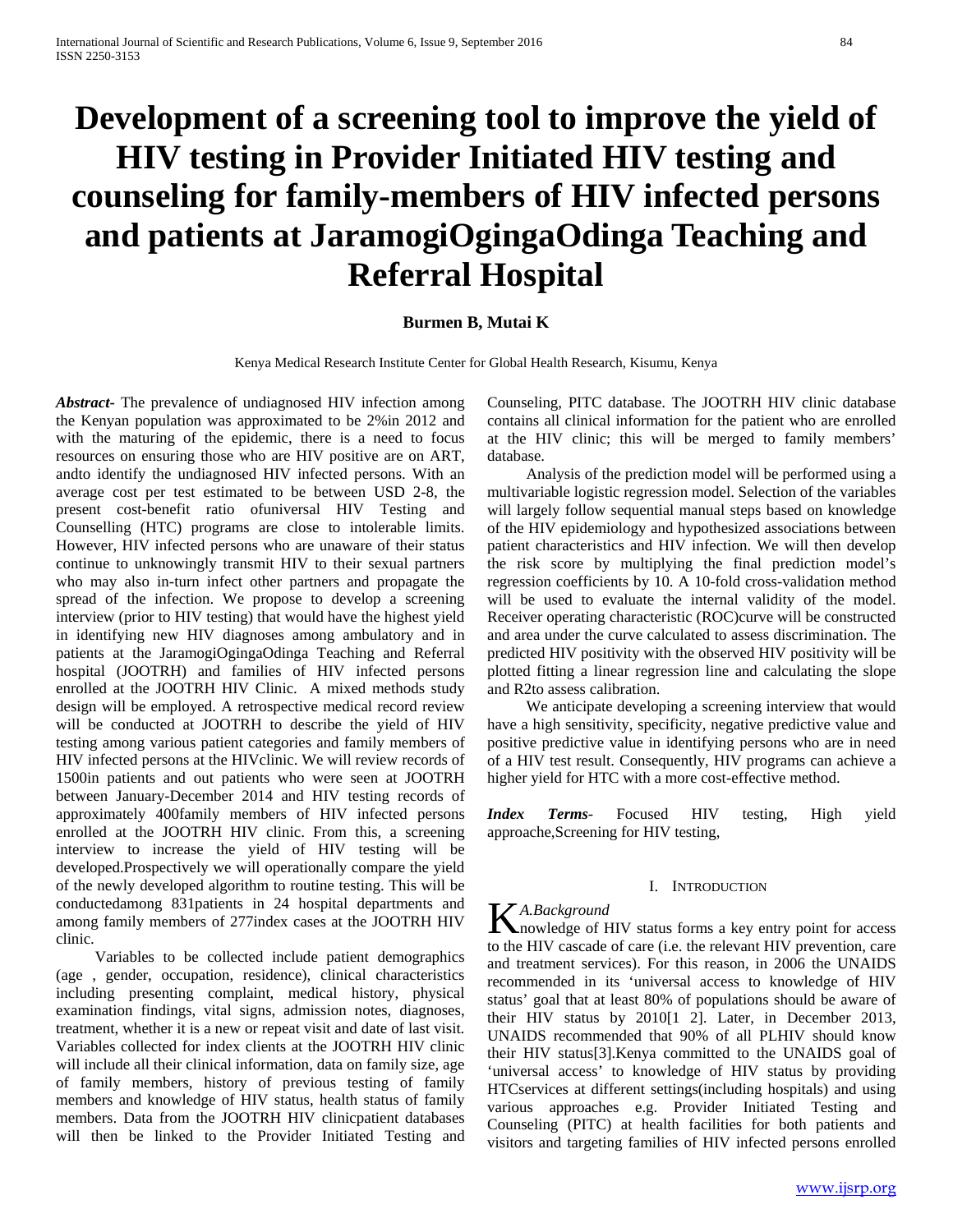# Development of a screening tool to improve the yield of HIV testing in Provider Initiated HIV testing and counseling for family-members of HIV infected persons and patients at JaramogiOgingaOdinga Teaching and Referral Hospital

**Burmen B, Mutai K**

Kenya Medical Research Institute Center for Global Health Research, Kisumu, Kenya

***Abstract***- The prevalence of undiagnosed HIV infection among the Kenyan population was approximated to be 2%in 2012 and with the maturing of the epidemic, there is a need to focus resources on ensuring those who are HIV positive are on ART, andto identify the undiagnosed HIV infected persons. With an average cost per test estimated to be between USD 2-8, the present cost-benefit ratio ofuniversal HIV Testing and Counselling (HTC) programs are close to intolerable limits. However, HIV infected persons who are unaware of their status continue to unknowingly transmit HIV to their sexual partners who may also in-turn infect other partners and propagate the spread of the infection. We propose to develop a screening interview (prior to HIV testing) that would have the highest yield in identifying new HIV diagnoses among ambulatory and in patients at the JaramogiOgingaOdinga Teaching and Referral hospital (JOOTRH) and families of HIV infected persons enrolled at the JOOTRH HIV Clinic. A mixed methods study design will be employed. A retrospective medical record review will be conducted at JOOTRH to describe the yield of HIV testing among various patient categories and family members of HIV infected persons at the HIVclinic. We will review records of 1500in patients and out patients who were seen at JOOTRH between January-December 2014 and HIV testing records of approximately 400family members of HIV infected persons enrolled at the JOOTRH HIV clinic. From this, a screening interview to increase the yield of HIV testing will be developed.Prospectively we will operationally compare the yield of the newly developed algorithm to routine testing. This will be conductedamong 831patients in 24 hospital departments and among family members of 277index cases at the JOOTRH HIV clinic.

Variables to be collected include patient demographics (age , gender, occupation, residence), clinical characteristics including presenting complaint, medical history, physical examination findings, vital signs, admission notes, diagnoses, treatment, whether it is a new or repeat visit and date of last visit. Variables collected for index clients at the JOOTRH HIV clinic will include all their clinical information, data on family size, age of family members, history of previous testing of family members and knowledge of HIV status, health status of family members. Data from the JOOTRH HIV clinicpatient databases will then be linked to the Provider Initiated Testing and Counseling, PITC database. The JOOTRH HIV clinic database contains all clinical information for the patient who are enrolled at the HIV clinic; this will be merged to family members' database.

Analysis of the prediction model will be performed using a multivariable logistic regression model. Selection of the variables will largely follow sequential manual steps based on knowledge of the HIV epidemiology and hypothesized associations between patient characteristics and HIV infection. We will then develop the risk score by multiplying the final prediction model's regression coefficients by 10. A 10-fold cross-validation method will be used to evaluate the internal validity of the model. Receiver operating characteristic (ROC)curve will be constructed and area under the curve calculated to assess discrimination. The predicted HIV positivity with the observed HIV positivity will be plotted fitting a linear regression line and calculating the slope and R2to assess calibration.

We anticipate developing a screening interview that would have a high sensitivity, specificity, negative predictive value and positive predictive value in identifying persons who are in need of a HIV test result. Consequently, HIV programs can achieve a higher yield for HTC with a more cost-effective method.

***Index Terms***- Focused HIV testing, High yield approache,Screening for HIV testing,

## I. Introduction

### *A.Background*

Knowledge of HIV status forms a key entry point for access to the HIV cascade of care (i.e. the relevant HIV prevention, care and treatment services). For this reason, in 2006 the UNAIDS recommended in its 'universal access to knowledge of HIV status' goal that at least 80% of populations should be aware of their HIV status by 2010[1 2]. Later, in December 2013, UNAIDS recommended that 90% of all PLHIV should know their HIV status[3].Kenya committed to the UNAIDS goal of 'universal access' to knowledge of HIV status by providing HTCservices at different settings(including hospitals) and using various approaches e.g. Provider Initiated Testing and Counseling (PITC) at health facilities for both patients and visitors and targeting families of HIV infected persons enrolled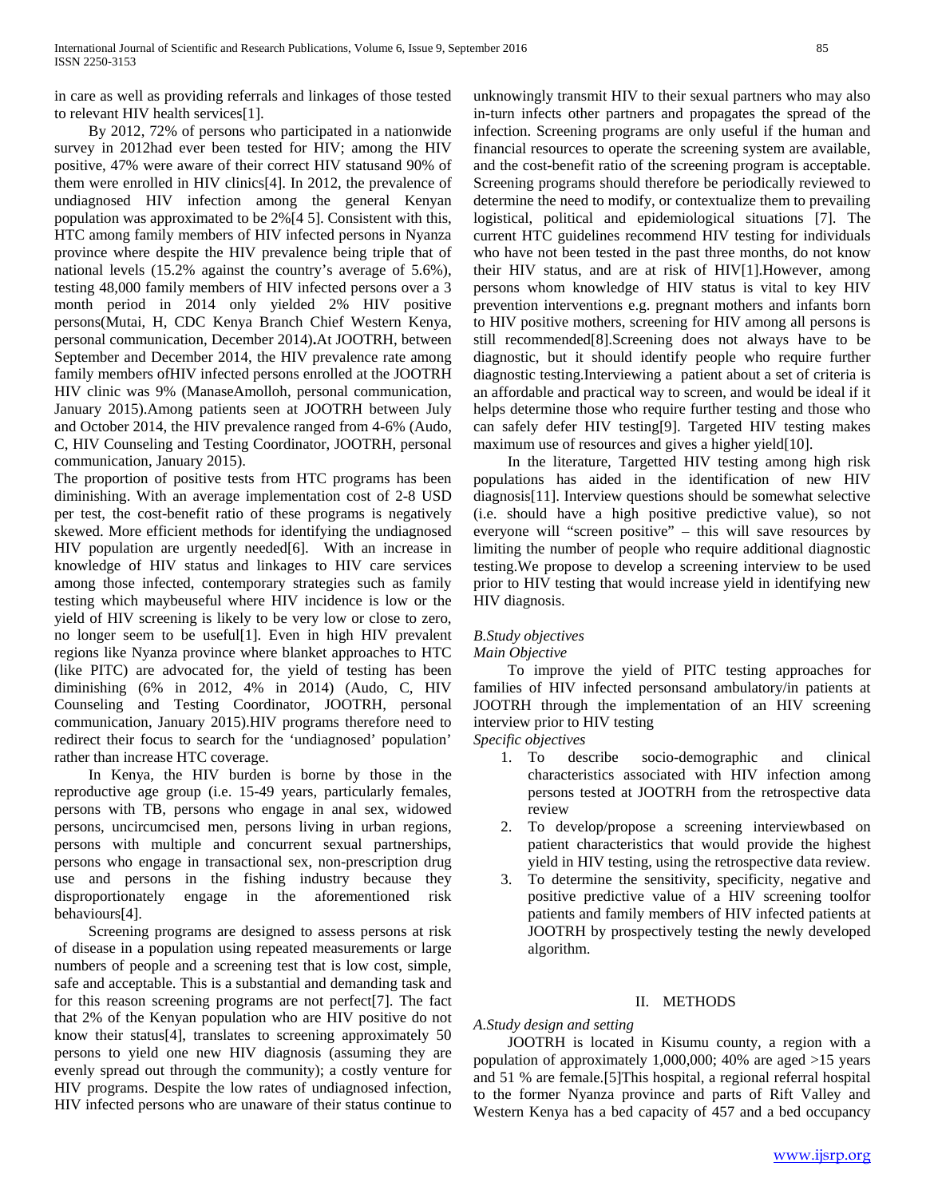in care as well as providing referrals and linkages of those tested to relevant HIV health services[1].

By 2012, 72% of persons who participated in a nationwide survey in 2012had ever been tested for HIV; among the HIV positive, 47% were aware of their correct HIV statusand 90% of them were enrolled in HIV clinics[4]. In 2012, the prevalence of undiagnosed HIV infection among the general Kenyan population was approximated to be 2%[4 5]. Consistent with this, HTC among family members of HIV infected persons in Nyanza province where despite the HIV prevalence being triple that of national levels (15.2% against the country's average of 5.6%), testing 48,000 family members of HIV infected persons over a 3 month period in 2014 only yielded 2% HIV positive persons(Mutai, H, CDC Kenya Branch Chief Western Kenya, personal communication, December 2014)**.**At JOOTRH, between September and December 2014, the HIV prevalence rate among family members ofHIV infected persons enrolled at the JOOTRH HIV clinic was 9% (ManaseAmolloh, personal communication, January 2015).Among patients seen at JOOTRH between July and October 2014, the HIV prevalence ranged from 4-6% (Audo, C, HIV Counseling and Testing Coordinator, JOOTRH, personal communication, January 2015).

The proportion of positive tests from HTC programs has been diminishing. With an average implementation cost of 2-8 USD per test, the cost-benefit ratio of these programs is negatively skewed. More efficient methods for identifying the undiagnosed HIV population are urgently needed[6]. With an increase in knowledge of HIV status and linkages to HIV care services among those infected, contemporary strategies such as family testing which maybeuseful where HIV incidence is low or the yield of HIV screening is likely to be very low or close to zero, no longer seem to be useful[1]. Even in high HIV prevalent regions like Nyanza province where blanket approaches to HTC (like PITC) are advocated for, the yield of testing has been diminishing (6% in 2012, 4% in 2014) (Audo, C, HIV Counseling and Testing Coordinator, JOOTRH, personal communication, January 2015).HIV programs therefore need to redirect their focus to search for the 'undiagnosed' population' rather than increase HTC coverage.

In Kenya, the HIV burden is borne by those in the reproductive age group (i.e. 15-49 years, particularly females, persons with TB, persons who engage in anal sex, widowed persons, uncircumcised men, persons living in urban regions, persons with multiple and concurrent sexual partnerships, persons who engage in transactional sex, non-prescription drug use and persons in the fishing industry because they disproportionately engage in the aforementioned risk behaviours[4].

Screening programs are designed to assess persons at risk of disease in a population using repeated measurements or large numbers of people and a screening test that is low cost, simple, safe and acceptable. This is a substantial and demanding task and for this reason screening programs are not perfect[7]. The fact that 2% of the Kenyan population who are HIV positive do not know their status[4], translates to screening approximately 50 persons to yield one new HIV diagnosis (assuming they are evenly spread out through the community); a costly venture for HIV programs. Despite the low rates of undiagnosed infection, HIV infected persons who are unaware of their status continue to unknowingly transmit HIV to their sexual partners who may also in-turn infects other partners and propagates the spread of the infection. Screening programs are only useful if the human and financial resources to operate the screening system are available, and the cost-benefit ratio of the screening program is acceptable. Screening programs should therefore be periodically reviewed to determine the need to modify, or contextualize them to prevailing logistical, political and epidemiological situations [7]. The current HTC guidelines recommend HIV testing for individuals who have not been tested in the past three months, do not know their HIV status, and are at risk of HIV[1].However, among persons whom knowledge of HIV status is vital to key HIV prevention interventions e.g. pregnant mothers and infants born to HIV positive mothers, screening for HIV among all persons is still recommended[8].Screening does not always have to be diagnostic, but it should identify people who require further diagnostic testing.Interviewing a patient about a set of criteria is an affordable and practical way to screen, and would be ideal if it helps determine those who require further testing and those who can safely defer HIV testing[9]. Targeted HIV testing makes maximum use of resources and gives a higher yield[10].

In the literature, Targetted HIV testing among high risk populations has aided in the identification of new HIV diagnosis[11]. Interview questions should be somewhat selective (i.e. should have a high positive predictive value), so not everyone will "screen positive" – this will save resources by limiting the number of people who require additional diagnostic testing.We propose to develop a screening interview to be used prior to HIV testing that would increase yield in identifying new HIV diagnosis.

### *B.Study objectives*

*Main Objective*

To improve the yield of PITC testing approaches for families of HIV infected personsand ambulatory/in patients at JOOTRH through the implementation of an HIV screening interview prior to HIV testing

*Specific objectives*

1. To describe socio-demographic and clinical characteristics associated with HIV infection among persons tested at JOOTRH from the retrospective data review
2. To develop/propose a screening interviewbased on patient characteristics that would provide the highest yield in HIV testing, using the retrospective data review.
3. To determine the sensitivity, specificity, negative and positive predictive value of a HIV screening toolfor patients and family members of HIV infected patients at JOOTRH by prospectively testing the newly developed algorithm.

## II. METHODS

### *A.Study design and setting*

JOOTRH is located in Kisumu county, a region with a population of approximately 1,000,000; 40% are aged >15 years and 51 % are female.[5]This hospital, a regional referral hospital to the former Nyanza province and parts of Rift Valley and Western Kenya has a bed capacity of 457 and a bed occupancy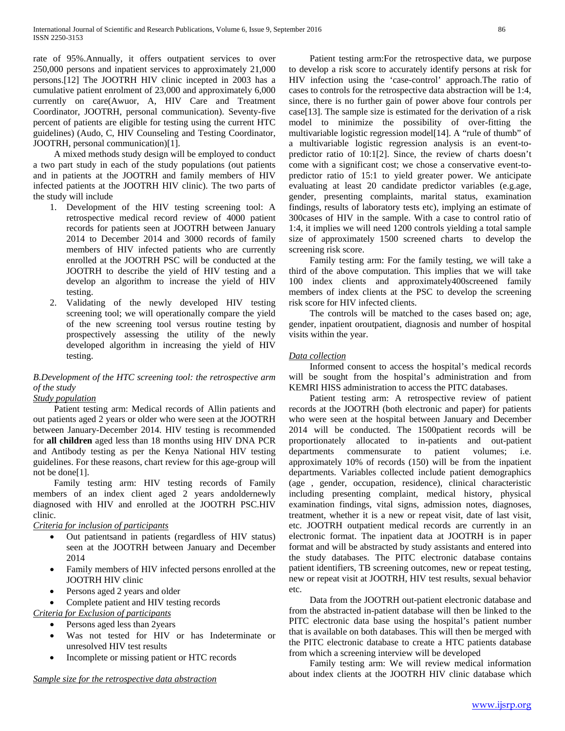rate of 95%.Annually, it offers outpatient services to over 250,000 persons and inpatient services to approximately 21,000 persons.[12] The JOOTRH HIV clinic incepted in 2003 has a cumulative patient enrolment of 23,000 and approximately 6,000 currently on care(Awuor, A, HIV Care and Treatment Coordinator, JOOTRH, personal communication). Seventy-five percent of patients are eligible for testing using the current HTC guidelines) (Audo, C, HIV Counseling and Testing Coordinator, JOOTRH, personal communication)[1].

A mixed methods study design will be employed to conduct a two part study in each of the study populations (out patients and in patients at the JOOTRH and family members of HIV infected patients at the JOOTRH HIV clinic). The two parts of the study will include

1. Development of the HIV testing screening tool: A retrospective medical record review of 4000 patient records for patients seen at JOOTRH between January 2014 to December 2014 and 3000 records of family members of HIV infected patients who are currently enrolled at the JOOTRH PSC will be conducted at the JOOTRH to describe the yield of HIV testing and a develop an algorithm to increase the yield of HIV testing.
2. Validating of the newly developed HIV testing screening tool; we will operationally compare the yield of the new screening tool versus routine testing by prospectively assessing the utility of the newly developed algorithm in increasing the yield of HIV testing.

*B.Development of the HTC screening tool: the retrospective arm of the study*

*Study population*

Patient testing arm: Medical records of Allin patients and out patients aged 2 years or older who were seen at the JOOTRH between January-December 2014. HIV testing is recommended for **all children** aged less than 18 months using HIV DNA PCR and Antibody testing as per the Kenya National HIV testing guidelines. For these reasons, chart review for this age-group will not be done[1].

Family testing arm: HIV testing records of Family members of an index client aged 2 years andoldernewly diagnosed with HIV and enrolled at the JOOTRH PSC.HIV clinic.

*Criteria for inclusion of participants*

- Out patientsand in patients (regardless of HIV status) seen at the JOOTRH between January and December 2014
- Family members of HIV infected persons enrolled at the JOOTRH HIV clinic
- Persons aged 2 years and older
- Complete patient and HIV testing records

*Criteria for Exclusion of participants*

- Persons aged less than 2years
- Was not tested for HIV or has Indeterminate or unresolved HIV test results
- Incomplete or missing patient or HTC records

*Sample size for the retrospective data abstraction*

Patient testing arm:For the retrospective data, we purpose to develop a risk score to accurately identify persons at risk for HIV infection using the 'case-control' approach.The ratio of cases to controls for the retrospective data abstraction will be 1:4, since, there is no further gain of power above four controls per case[13]. The sample size is estimated for the derivation of a risk model to minimize the possibility of over-fitting the multivariable logistic regression model[14]. A "rule of thumb" of a multivariable logistic regression analysis is an event-to-predictor ratio of 10:1[2]. Since, the review of charts doesn't come with a significant cost; we chose a conservative event-to-predictor ratio of 15:1 to yield greater power. We anticipate evaluating at least 20 candidate predictor variables (e.g.age, gender, presenting complaints, marital status, examination findings, results of laboratory tests etc), implying an estimate of 300cases of HIV in the sample. With a case to control ratio of 1:4, it implies we will need 1200 controls yielding a total sample size of approximately 1500 screened charts to develop the screening risk score.

Family testing arm: For the family testing, we will take a third of the above computation. This implies that we will take 100 index clients and approximately400screened family members of index clients at the PSC to develop the screening risk score for HIV infected clients.

The controls will be matched to the cases based on; age, gender, inpatient oroutpatient, diagnosis and number of hospital visits within the year.

*Data collection*

Informed consent to access the hospital's medical records will be sought from the hospital's administration and from KEMRI HISS administration to access the PITC databases.

Patient testing arm: A retrospective review of patient records at the JOOTRH (both electronic and paper) for patients who were seen at the hospital between January and December 2014 will be conducted. The 1500patient records will be proportionately allocated to in-patients and out-patient departments commensurate to patient volumes; i.e. approximately 10% of records (150) will be from the inpatient departments. Variables collected include patient demographics (age , gender, occupation, residence), clinical characteristic including presenting complaint, medical history, physical examination findings, vital signs, admission notes, diagnoses, treatment, whether it is a new or repeat visit, date of last visit, etc. JOOTRH outpatient medical records are currently in an electronic format. The inpatient data at JOOTRH is in paper format and will be abstracted by study assistants and entered into the study databases. The PITC electronic database contains patient identifiers, TB screening outcomes, new or repeat testing, new or repeat visit at JOOTRH, HIV test results, sexual behavior etc.

Data from the JOOTRH out-patient electronic database and from the abstracted in-patient database will then be linked to the PITC electronic data base using the hospital's patient number that is available on both databases. This will then be merged with the PITC electronic database to create a HTC patients database from which a screening interview will be developed

Family testing arm: We will review medical information about index clients at the JOOTRH HIV clinic database which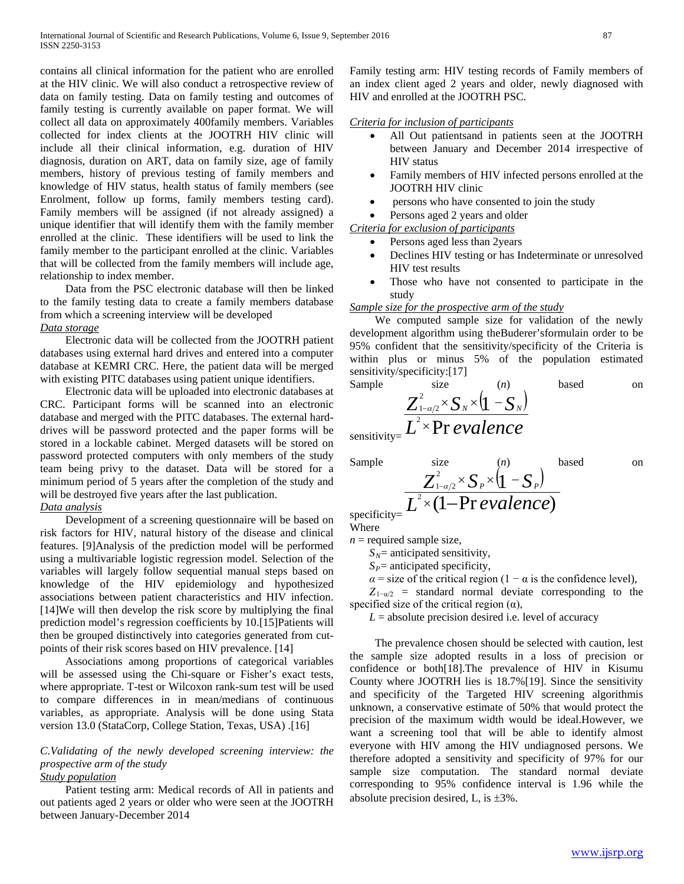contains all clinical information for the patient who are enrolled at the HIV clinic. We will also conduct a retrospective review of data on family testing. Data on family testing and outcomes of family testing is currently available on paper format. We will collect all data on approximately 400family members. Variables collected for index clients at the JOOTRH HIV clinic will include all their clinical information, e.g. duration of HIV diagnosis, duration on ART, data on family size, age of family members, history of previous testing of family members and knowledge of HIV status, health status of family members (see Enrolment, follow up forms, family members testing card). Family members will be assigned (if not already assigned) a unique identifier that will identify them with the family member enrolled at the clinic. These identifiers will be used to link the family member to the participant enrolled at the clinic. Variables that will be collected from the family members will include age, relationship to index member.

Data from the PSC electronic database will then be linked to the family testing data to create a family members database from which a screening interview will be developed

*Data storage*

Electronic data will be collected from the JOOTRH patient databases using external hard drives and entered into a computer database at KEMRI CRC. Here, the patient data will be merged with existing PITC databases using patient unique identifiers.

Electronic data will be uploaded into electronic databases at CRC. Participant forms will be scanned into an electronic database and merged with the PITC databases. The external hard-drives will be password protected and the paper forms will be stored in a lockable cabinet. Merged datasets will be stored on password protected computers with only members of the study team being privy to the dataset. Data will be stored for a minimum period of 5 years after the completion of the study and will be destroyed five years after the last publication.

*Data analysis*

Development of a screening questionnaire will be based on risk factors for HIV, natural history of the disease and clinical features. [9]Analysis of the prediction model will be performed using a multivariable logistic regression model. Selection of the variables will largely follow sequential manual steps based on knowledge of the HIV epidemiology and hypothesized associations between patient characteristics and HIV infection. [14]We will then develop the risk score by multiplying the final prediction model's regression coefficients by 10.[15]Patients will then be grouped distinctively into categories generated from cut-points of their risk scores based on HIV prevalence. [14]

Associations among proportions of categorical variables will be assessed using the Chi-square or Fisher's exact tests, where appropriate. T-test or Wilcoxon rank-sum test will be used to compare differences in in mean/medians of continuous variables, as appropriate. Analysis will be done using Stata version 13.0 (StataCorp, College Station, Texas, USA) .[16]

### *C.Validating of the newly developed screening interview: the prospective arm of the study*

*Study population*

Patient testing arm: Medical records of All in patients and out patients aged 2 years or older who were seen at the JOOTRH between January-December 2014

Family testing arm: HIV testing records of Family members of an index client aged 2 years and older, newly diagnosed with HIV and enrolled at the JOOTRH PSC.

*Criteria for inclusion of participants*

- All Out patientsand in patients seen at the JOOTRH between January and December 2014 irrespective of HIV status
- Family members of HIV infected persons enrolled at the JOOTRH HIV clinic
- persons who have consented to join the study
- Persons aged 2 years and older

*Criteria for exclusion of participants*

- Persons aged less than 2years
- Declines HIV testing or has Indeterminate or unresolved HIV test results
- Those who have not consented to participate in the study

*Sample size for the prospective arm of the study*

We computed sample size for validation of the newly development algorithm using theBuderer'sformulain order to be 95% confident that the sensitivity/specificity of the Criteria is within plus or minus 5% of the population estimated sensitivity/specificity:[17]

Sample size ($n$) based on sensitivity= 
$$\frac{Z_{1-\alpha/2}^{2} \times S_N \times (1 - S_N)}{L^2 \times \text{Prevalence}}$$

Sample size ($n$) based on specificity= 
$$\frac{Z_{1-\alpha/2}^{2} \times S_P \times (1 - S_P)}{L^2 \times (1 - \text{Prevalence})}$$

Where

$n$ = required sample size,

$S_N$= anticipated sensitivity,

$S_P$= anticipated specificity,

$\alpha$ = size of the critical region ($1 - \alpha$ is the confidence level),

$Z_{1-\alpha/2}$ = standard normal deviate corresponding to the specified size of the critical region ($\alpha$),

$L$ = absolute precision desired i.e. level of accuracy

The prevalence chosen should be selected with caution, lest the sample size adopted results in a loss of precision or confidence or both[18].The prevalence of HIV in Kisumu County where JOOTRH lies is 18.7%[19]. Since the sensitivity and specificity of the Targeted HIV screening algorithmis unknown, a conservative estimate of 50% that would protect the precision of the maximum width would be ideal.However, we want a screening tool that will be able to identify almost everyone with HIV among the HIV undiagnosed persons. We therefore adopted a sensitivity and specificity of 97% for our sample size computation. The standard normal deviate corresponding to 95% confidence interval is 1.96 while the absolute precision desired, L, is ±3%.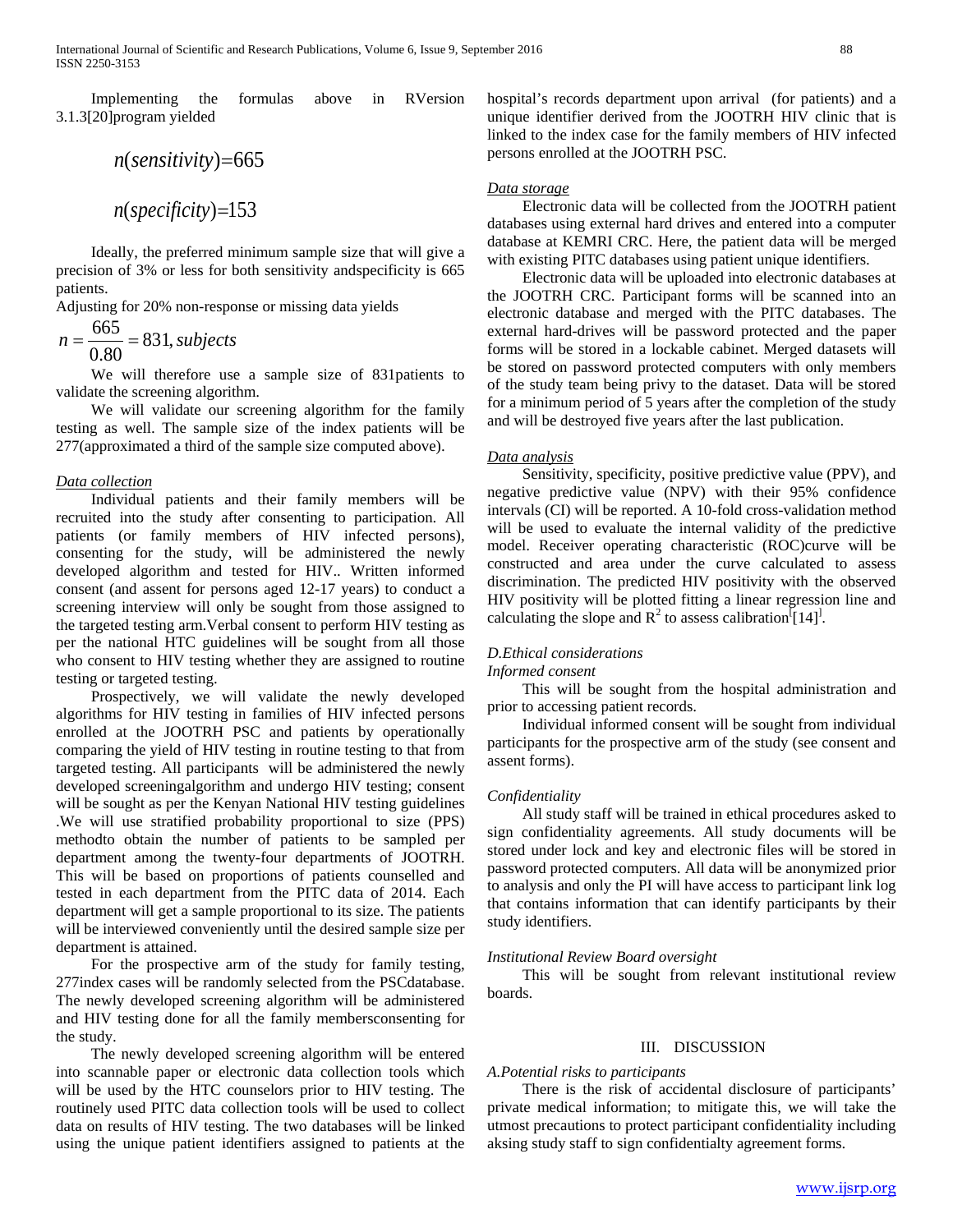Implementing the formulas above in RVersion 3.1.3[20]program yielded

$$n(sensitivity)=665$$

$$n(specificity)=153$$

Ideally, the preferred minimum sample size that will give a precision of 3% or less for both sensitivity andspecificity is 665 patients.

Adjusting for 20% non-response or missing data yields

$$n = \frac{665}{0.80} = 831, subjects$$

We will therefore use a sample size of 831patients to validate the screening algorithm.

We will validate our screening algorithm for the family testing as well. The sample size of the index patients will be 277(approximated a third of the sample size computed above).

*Data collection*

Individual patients and their family members will be recruited into the study after consenting to participation. All patients (or family members of HIV infected persons), consenting for the study, will be administered the newly developed algorithm and tested for HIV.. Written informed consent (and assent for persons aged 12-17 years) to conduct a screening interview will only be sought from those assigned to the targeted testing arm.Verbal consent to perform HIV testing as per the national HTC guidelines will be sought from all those who consent to HIV testing whether they are assigned to routine testing or targeted testing.

Prospectively, we will validate the newly developed algorithms for HIV testing in families of HIV infected persons enrolled at the JOOTRH PSC and patients by operationally comparing the yield of HIV testing in routine testing to that from targeted testing. All participants will be administered the newly developed screeningalgorithm and undergo HIV testing; consent will be sought as per the Kenyan National HIV testing guidelines .We will use stratified probability proportional to size (PPS) methodto obtain the number of patients to be sampled per department among the twenty-four departments of JOOTRH. This will be based on proportions of patients counselled and tested in each department from the PITC data of 2014. Each department will get a sample proportional to its size. The patients will be interviewed conveniently until the desired sample size per department is attained.

For the prospective arm of the study for family testing, 277index cases will be randomly selected from the PSCdatabase. The newly developed screening algorithm will be administered and HIV testing done for all the family membersconsenting for the study.

The newly developed screening algorithm will be entered into scannable paper or electronic data collection tools which will be used by the HTC counselors prior to HIV testing. The routinely used PITC data collection tools will be used to collect data on results of HIV testing. The two databases will be linked using the unique patient identifiers assigned to patients at the hospital's records department upon arrival (for patients) and a unique identifier derived from the JOOTRH HIV clinic that is linked to the index case for the family members of HIV infected persons enrolled at the JOOTRH PSC.

*Data storage*

Electronic data will be collected from the JOOTRH patient databases using external hard drives and entered into a computer database at KEMRI CRC. Here, the patient data will be merged with existing PITC databases using patient unique identifiers.

Electronic data will be uploaded into electronic databases at the JOOTRH CRC. Participant forms will be scanned into an electronic database and merged with the PITC databases. The external hard-drives will be password protected and the paper forms will be stored in a lockable cabinet. Merged datasets will be stored on password protected computers with only members of the study team being privy to the dataset. Data will be stored for a minimum period of 5 years after the completion of the study and will be destroyed five years after the last publication.

*Data analysis*

Sensitivity, specificity, positive predictive value (PPV), and negative predictive value (NPV) with their 95% confidence intervals (CI) will be reported. A 10-fold cross-validation method will be used to evaluate the internal validity of the predictive model. Receiver operating characteristic (ROC)curve will be constructed and area under the curve calculated to assess discrimination. The predicted HIV positivity with the observed HIV positivity will be plotted fitting a linear regression line and calculating the slope and $R^2$ to assess calibration[14].

*D.Ethical considerations*

*Informed consent*

This will be sought from the hospital administration and prior to accessing patient records.

Individual informed consent will be sought from individual participants for the prospective arm of the study (see consent and assent forms).

*Confidentiality*

All study staff will be trained in ethical procedures asked to sign confidentiality agreements. All study documents will be stored under lock and key and electronic files will be stored in password protected computers. All data will be anonymized prior to analysis and only the PI will have access to participant link log that contains information that can identify participants by their study identifiers.

*Institutional Review Board oversight*

This will be sought from relevant institutional review boards.

## III. DISCUSSION

*A.Potential risks to participants*

There is the risk of accidental disclosure of participants' private medical information; to mitigate this, we will take the utmost precautions to protect participant confidentiality including aksing study staff to sign confidentialty agreement forms.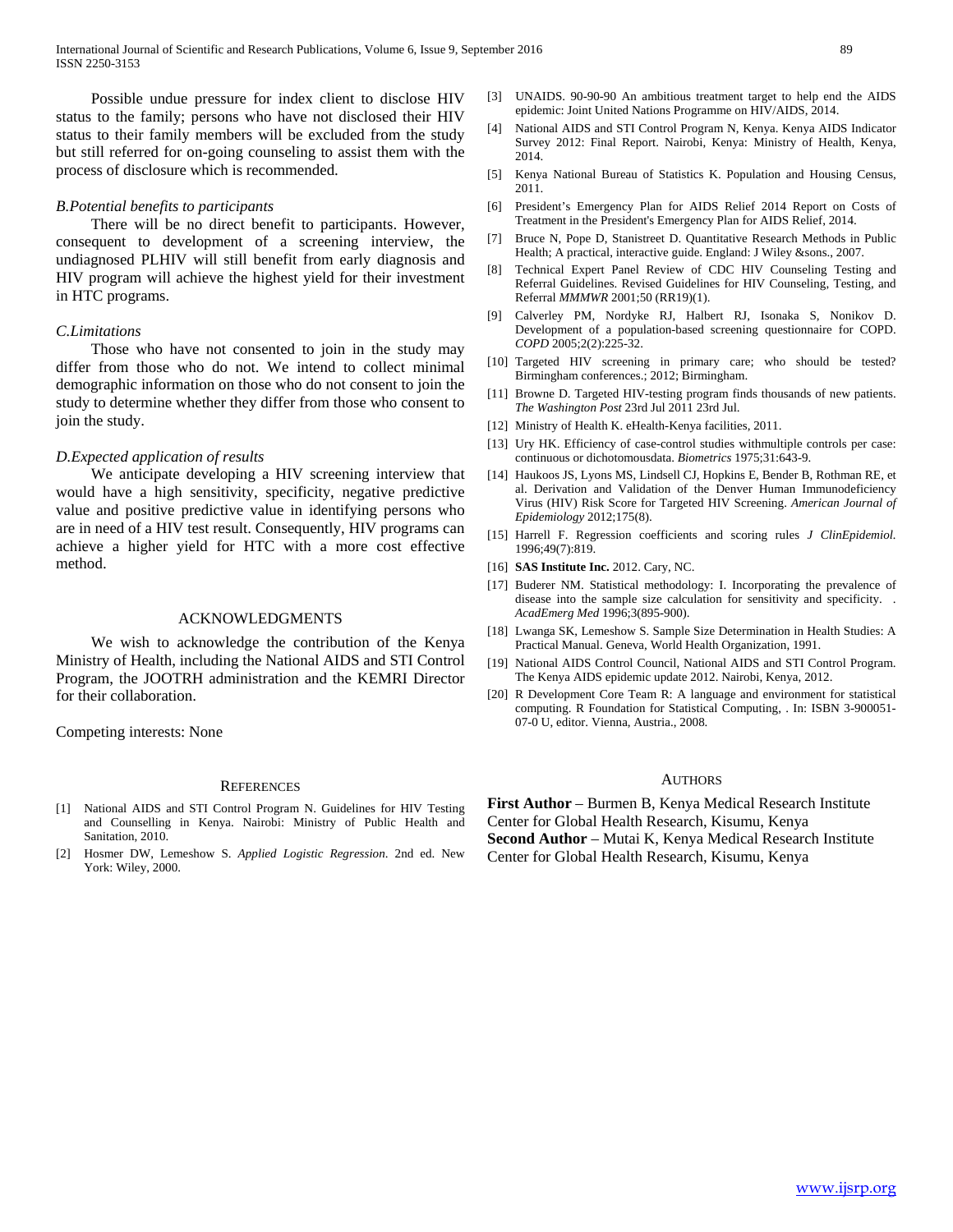Possible undue pressure for index client to disclose HIV status to the family; persons who have not disclosed their HIV status to their family members will be excluded from the study but still referred for on-going counseling to assist them with the process of disclosure which is recommended.

### *B.Potential benefits to participants*

There will be no direct benefit to participants. However, consequent to development of a screening interview, the undiagnosed PLHIV will still benefit from early diagnosis and HIV program will achieve the highest yield for their investment in HTC programs.

### *C.Limitations*

Those who have not consented to join in the study may differ from those who do not. We intend to collect minimal demographic information on those who do not consent to join the study to determine whether they differ from those who consent to join the study.

### *D.Expected application of results*

We anticipate developing a HIV screening interview that would have a high sensitivity, specificity, negative predictive value and positive predictive value in identifying persons who are in need of a HIV test result. Consequently, HIV programs can achieve a higher yield for HTC with a more cost effective method.

## ACKNOWLEDGMENTS

We wish to acknowledge the contribution of the Kenya Ministry of Health, including the National AIDS and STI Control Program, the JOOTRH administration and the KEMRI Director for their collaboration.

Competing interests: None

## REFERENCES

[1] National AIDS and STI Control Program N. Guidelines for HIV Testing and Counselling in Kenya. Nairobi: Ministry of Public Health and Sanitation, 2010.

[2] Hosmer DW, Lemeshow S. *Applied Logistic Regression*. 2nd ed. New York: Wiley, 2000.

[3] UNAIDS. 90-90-90 An ambitious treatment target to help end the AIDS epidemic: Joint United Nations Programme on HIV/AIDS, 2014.

[4] National AIDS and STI Control Program N, Kenya. Kenya AIDS Indicator Survey 2012: Final Report. Nairobi, Kenya: Ministry of Health, Kenya, 2014.

[5] Kenya National Bureau of Statistics K. Population and Housing Census, 2011.

[6] President's Emergency Plan for AIDS Relief 2014 Report on Costs of Treatment in the President's Emergency Plan for AIDS Relief, 2014.

[7] Bruce N, Pope D, Stanistreet D. Quantitative Research Methods in Public Health; A practical, interactive guide. England: J Wiley &sons., 2007.

[8] Technical Expert Panel Review of CDC HIV Counseling Testing and Referral Guidelines. Revised Guidelines for HIV Counseling, Testing, and Referral *MMMWR* 2001;50 (RR19)(1).

[9] Calverley PM, Nordyke RJ, Halbert RJ, Isonaka S, Nonikov D. Development of a population-based screening questionnaire for COPD. *COPD* 2005;2(2):225-32.

[10] Targeted HIV screening in primary care; who should be tested? Birmingham conferences.; 2012; Birmingham.

[11] Browne D. Targeted HIV-testing program finds thousands of new patients. *The Washington Post* 23rd Jul 2011 23rd Jul.

[12] Ministry of Health K. eHealth-Kenya facilities, 2011.

[13] Ury HK. Efficiency of case-control studies withmultiple controls per case: continuous or dichotomousdata. *Biometrics* 1975;31:643-9.

[14] Haukoos JS, Lyons MS, Lindsell CJ, Hopkins E, Bender B, Rothman RE, et al. Derivation and Validation of the Denver Human Immunodeficiency Virus (HIV) Risk Score for Targeted HIV Screening. *American Journal of Epidemiology* 2012;175(8).

[15] Harrell F. Regression coefficients and scoring rules *J ClinEpidemiol.* 1996;49(7):819.

[16] **SAS Institute Inc.** 2012. Cary, NC.

[17] Buderer NM. Statistical methodology: I. Incorporating the prevalence of disease into the sample size calculation for sensitivity and specificity. . *AcadEmerg Med* 1996;3(895-900).

[18] Lwanga SK, Lemeshow S. Sample Size Determination in Health Studies: A Practical Manual. Geneva, World Health Organization, 1991.

[19] National AIDS Control Council, National AIDS and STI Control Program. The Kenya AIDS epidemic update 2012. Nairobi, Kenya, 2012.

[20] R Development Core Team R: A language and environment for statistical computing. R Foundation for Statistical Computing, . In: ISBN 3-900051-07-0 U, editor. Vienna, Austria., 2008.

## AUTHORS

**First Author** – Burmen B, Kenya Medical Research Institute Center for Global Health Research, Kisumu, Kenya

**Second Author** – Mutai K, Kenya Medical Research Institute Center for Global Health Research, Kisumu, Kenya